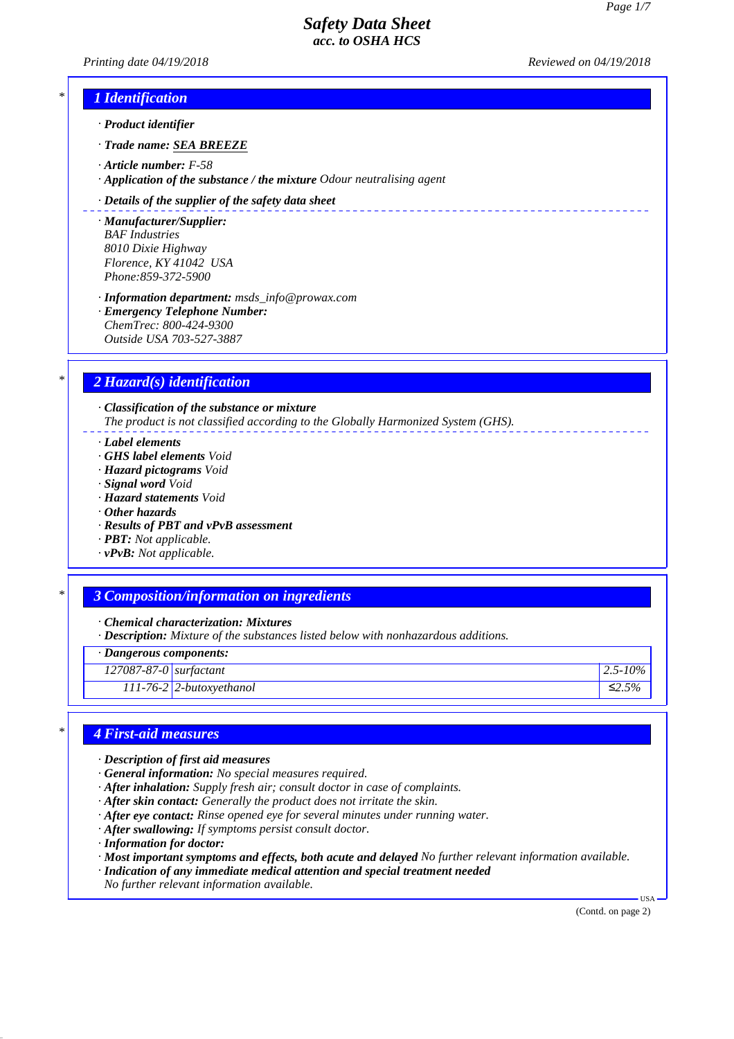# Safety Data Sheet
## acc. to OSHA HCS

*Printing date 04/19/2018* *Reviewed on 04/19/2018*

## 1 Identification

· **Product identifier**

· **Trade name:** **SEA BREEZE**

· **Article number:** F-58
· **Application of the substance / the mixture** Odour neutralising agent

· **Details of the supplier of the safety data sheet**

· **Manufacturer/Supplier:**
BAF Industries
8010 Dixie Highway
Florence, KY 41042 USA
Phone:859-372-5900

· **Information department:** msds_info@prowax.com
· **Emergency Telephone Number:**
ChemTrec: 800-424-9300
Outside USA 703-527-3887

## 2 Hazard(s) identification

· **Classification of the substance or mixture**
The product is not classified according to the Globally Harmonized System (GHS).

· **Label elements**
· **GHS label elements** Void
· **Hazard pictograms** Void
· **Signal word** Void
· **Hazard statements** Void
· **Other hazards**
· **Results of PBT and vPvB assessment**
· **PBT:** Not applicable.
· **vPvB:** Not applicable.

## 3 Composition/information on ingredients

· **Chemical characterization: Mixtures**
· **Description:** Mixture of the substances listed below with nonhazardous additions.

| · Dangerous components: | | |
|---|---|---|
| 127087-87-0 | surfactant | 2.5-10% |
| 111-76-2 | 2-butoxyethanol | ≤2.5% |

## 4 First-aid measures

· **Description of first aid measures**
· **General information:** No special measures required.
· **After inhalation:** Supply fresh air; consult doctor in case of complaints.
· **After skin contact:** Generally the product does not irritate the skin.
· **After eye contact:** Rinse opened eye for several minutes under running water.
· **After swallowing:** If symptoms persist consult doctor.
· **Information for doctor:**
· **Most important symptoms and effects, both acute and delayed** No further relevant information available.
· **Indication of any immediate medical attention and special treatment needed**
No further relevant information available.

(Contd. on page 2)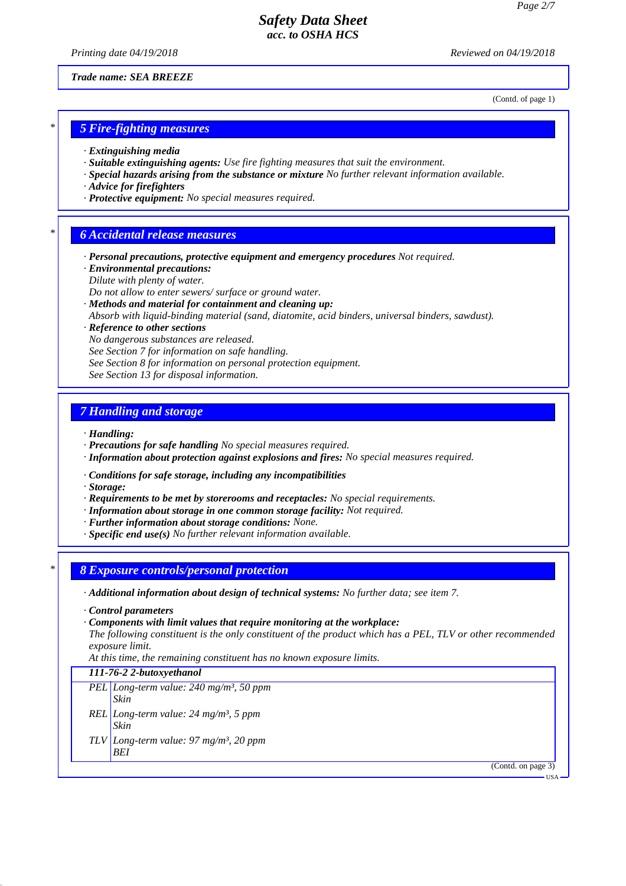Trade name: SEA BREEZE

(Contd. of page 1)

## 5 Fire-fighting measures

· **Extinguishing media**
· **Suitable extinguishing agents:** *Use fire fighting measures that suit the environment.*
· **Special hazards arising from the substance or mixture** *No further relevant information available.*
· **Advice for firefighters**
· **Protective equipment:** *No special measures required.*

## 6 Accidental release measures

· **Personal precautions, protective equipment and emergency procedures** *Not required.*
· **Environmental precautions:**
*Dilute with plenty of water.*
*Do not allow to enter sewers/ surface or ground water.*
· **Methods and material for containment and cleaning up:**
*Absorb with liquid-binding material (sand, diatomite, acid binders, universal binders, sawdust).*
· **Reference to other sections**
*No dangerous substances are released.*
*See Section 7 for information on safe handling.*
*See Section 8 for information on personal protection equipment.*
*See Section 13 for disposal information.*

## 7 Handling and storage

· **Handling:**
· **Precautions for safe handling** *No special measures required.*
· **Information about protection against explosions and fires:** *No special measures required.*

· **Conditions for safe storage, including any incompatibilities**
· **Storage:**
· **Requirements to be met by storerooms and receptacles:** *No special requirements.*
· **Information about storage in one common storage facility:** *Not required.*
· **Further information about storage conditions:** *None.*
· **Specific end use(s)** *No further relevant information available.*

## 8 Exposure controls/personal protection

· **Additional information about design of technical systems:** *No further data; see item 7.*

· **Control parameters**
· **Components with limit values that require monitoring at the workplace:**
*The following constituent is the only constituent of the product which has a PEL, TLV or other recommended exposure limit.*
*At this time, the remaining constituent has no known exposure limits.*

| 111-76-2 2-butoxyethanol | |
|---|---|
| PEL | Long-term value: 240 mg/m³, 50 ppm<br>Skin |
| REL | Long-term value: 24 mg/m³, 5 ppm<br>Skin |
| TLV | Long-term value: 97 mg/m³, 20 ppm<br>BEI |

(Contd. on page 3)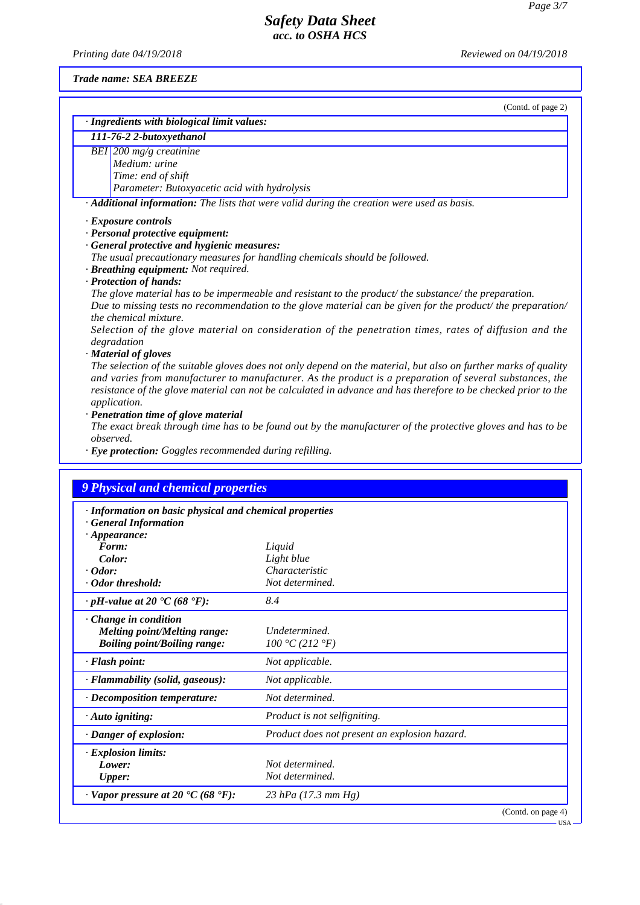**Trade name: SEA BREEZE**

(Contd. of page 2)

· **Ingredients with biological limit values:**

| **111-76-2 2-butoxyethanol** | |
|---|---|
| BEI | 200 mg/g creatinine<br>Medium: urine<br>Time: end of shift<br>Parameter: Butoxyacetic acid with hydrolysis |

· **Additional information:** The lists that were valid during the creation were used as basis.

· **Exposure controls**
· **Personal protective equipment:**
· **General protective and hygienic measures:**
The usual precautionary measures for handling chemicals should be followed.
· **Breathing equipment:** Not required.
· **Protection of hands:**
The glove material has to be impermeable and resistant to the product/ the substance/ the preparation.
Due to missing tests no recommendation to the glove material can be given for the product/ the preparation/ the chemical mixture.
Selection of the glove material on consideration of the penetration times, rates of diffusion and the degradation
· **Material of gloves**
The selection of the suitable gloves does not only depend on the material, but also on further marks of quality and varies from manufacturer to manufacturer. As the product is a preparation of several substances, the resistance of the glove material can not be calculated in advance and has therefore to be checked prior to the application.
· **Penetration time of glove material**
The exact break through time has to be found out by the manufacturer of the protective gloves and has to be observed.
· **Eye protection:** Goggles recommended during refilling.

## 9 Physical and chemical properties

| · **Information on basic physical and chemical properties** | |
|---|---|
| · **General Information** | |
| · **Appearance:** | |
| **Form:** | Liquid |
| **Color:** | Light blue |
| · **Odor:** | Characteristic |
| · **Odor threshold:** | Not determined. |
| · **pH-value at 20 °C (68 °F):** | 8.4 |
| · **Change in condition** | |
| **Melting point/Melting range:** | Undetermined. |
| **Boiling point/Boiling range:** | 100 °C (212 °F) |
| · **Flash point:** | Not applicable. |
| · **Flammability (solid, gaseous):** | Not applicable. |
| · **Decomposition temperature:** | Not determined. |
| · **Auto igniting:** | Product is not selfigniting. |
| · **Danger of explosion:** | Product does not present an explosion hazard. |
| · **Explosion limits:** | |
| **Lower:** | Not determined. |
| **Upper:** | Not determined. |
| · **Vapor pressure at 20 °C (68 °F):** | 23 hPa (17.3 mm Hg) |

(Contd. on page 4)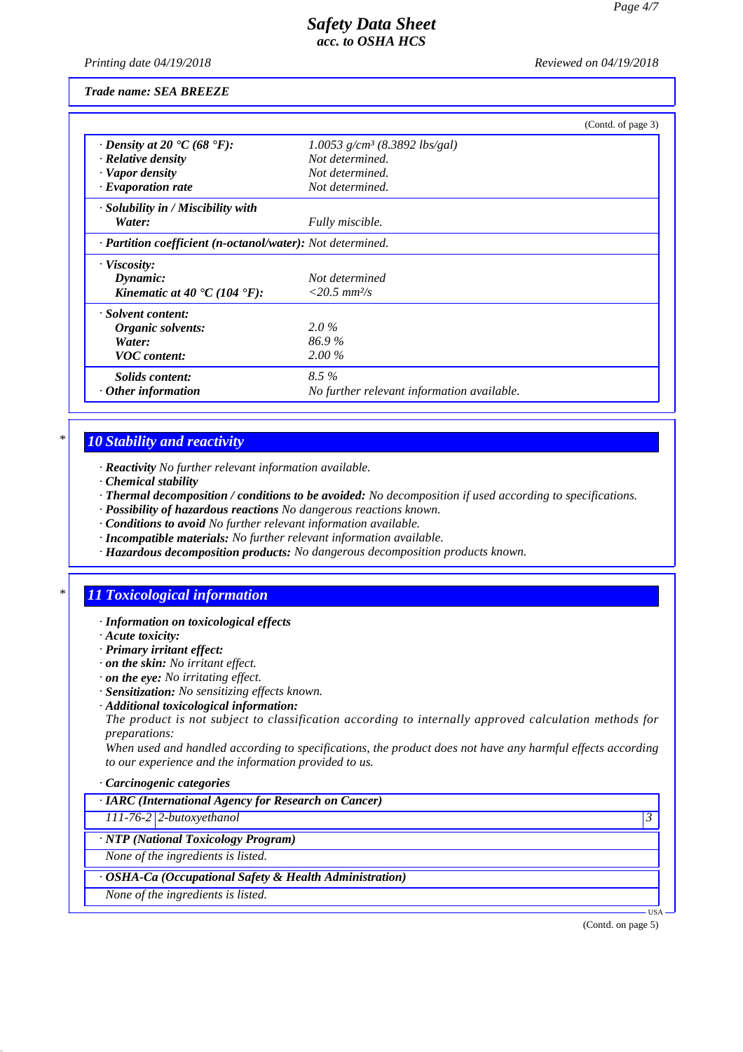*Trade name: SEA BREEZE*

(Contd. of page 3)

| | |
|---|---|
| · ***Density at 20 °C (68 °F):*** | *1.0053 g/cm³ (8.3892 lbs/gal)* |
| · ***Relative density*** | *Not determined.* |
| · ***Vapor density*** | *Not determined.* |
| · ***Evaporation rate*** | *Not determined.* |
| · ***Solubility in / Miscibility with*** | |
| ***Water:*** | *Fully miscible.* |
| · ***Partition coefficient (n-octanol/water):*** | *Not determined.* |
| · ***Viscosity:*** | |
| ***Dynamic:*** | *Not determined* |
| ***Kinematic at 40 °C (104 °F):*** | *<20.5 mm²/s* |
| · ***Solvent content:*** | |
| ***Organic solvents:*** | *2.0 %* |
| ***Water:*** | *86.9 %* |
| ***VOC content:*** | *2.00 %* |
| ***Solids content:*** | *8.5 %* |
| · ***Other information*** | *No further relevant information available.* |

## 10 Stability and reactivity

· ***Reactivity*** *No further relevant information available.*
· ***Chemical stability***
· ***Thermal decomposition / conditions to be avoided:*** *No decomposition if used according to specifications.*
· ***Possibility of hazardous reactions*** *No dangerous reactions known.*
· ***Conditions to avoid*** *No further relevant information available.*
· ***Incompatible materials:*** *No further relevant information available.*
· ***Hazardous decomposition products:*** *No dangerous decomposition products known.*

## 11 Toxicological information

· ***Information on toxicological effects***
· ***Acute toxicity:***
· ***Primary irritant effect:***
· ***on the skin:*** *No irritant effect.*
· ***on the eye:*** *No irritating effect.*
· ***Sensitization:*** *No sensitizing effects known.*
· ***Additional toxicological information:***
*The product is not subject to classification according to internally approved calculation methods for preparations:*
*When used and handled according to specifications, the product does not have any harmful effects according to our experience and the information provided to us.*

· ***Carcinogenic categories***

| · ***IARC (International Agency for Research on Cancer)*** | | |
|---|---|---|
| *111-76-2* | *2-butoxyethanol* | *3* |

| · ***NTP (National Toxicology Program)*** |
|---|
| *None of the ingredients is listed.* |

| · ***OSHA-Ca (Occupational Safety & Health Administration)*** |
|---|
| *None of the ingredients is listed.* |

(Contd. on page 5)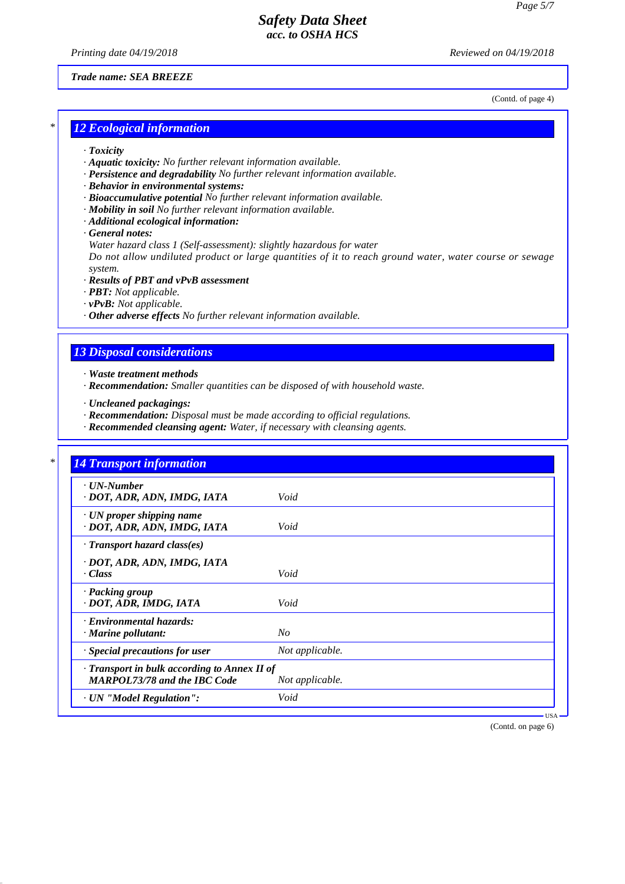Trade name: SEA BREEZE

(Contd. of page 4)

## 12 Ecological information

- · **Toxicity**
- · **Aquatic toxicity:** No further relevant information available.
- · **Persistence and degradability** No further relevant information available.
- · **Behavior in environmental systems:**
- · **Bioaccumulative potential** No further relevant information available.
- · **Mobility in soil** No further relevant information available.
- · **Additional ecological information:**
- · **General notes:**
  Water hazard class 1 (Self-assessment): slightly hazardous for water
  Do not allow undiluted product or large quantities of it to reach ground water, water course or sewage system.
- · **Results of PBT and vPvB assessment**
- · **PBT:** Not applicable.
- · **vPvB:** Not applicable.
- · **Other adverse effects** No further relevant information available.

## 13 Disposal considerations

- · **Waste treatment methods**
- · **Recommendation:** Smaller quantities can be disposed of with household waste.

- · **Uncleaned packagings:**
- · **Recommendation:** Disposal must be made according to official regulations.
- · **Recommended cleansing agent:** Water, if necessary with cleansing agents.

## 14 Transport information

| | |
|---|---|
| · **UN-Number**<br>· **DOT, ADR, ADN, IMDG, IATA** | Void |
| · **UN proper shipping name**<br>· **DOT, ADR, ADN, IMDG, IATA** | Void |
| · **Transport hazard class(es)**<br>· **DOT, ADR, ADN, IMDG, IATA**<br>· **Class** | Void |
| · **Packing group**<br>· **DOT, ADR, IMDG, IATA** | Void |
| · **Environmental hazards:**<br>· **Marine pollutant:** | No |
| · **Special precautions for user** | Not applicable. |
| · **Transport in bulk according to Annex II of MARPOL73/78 and the IBC Code** | Not applicable. |
| · **UN "Model Regulation":** | Void |

(Contd. on page 6)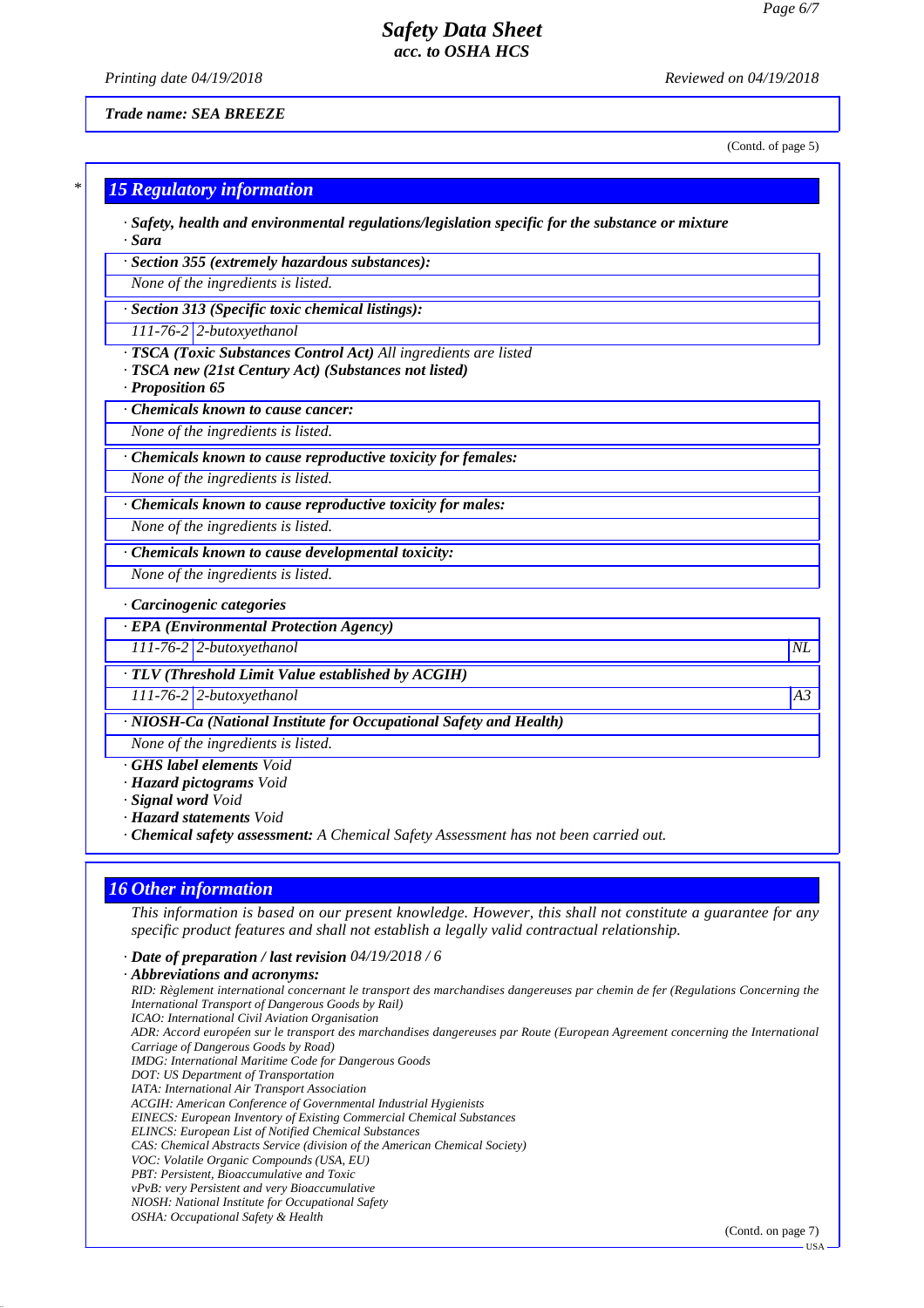Trade name: SEA BREEZE

(Contd. of page 5)

## 15 Regulatory information

· **Safety, health and environmental regulations/legislation specific for the substance or mixture**
· **Sara**

· **Section 355 (extremely hazardous substances):**

None of the ingredients is listed.

· **Section 313 (Specific toxic chemical listings):**

| 111-76-2 | 2-butoxyethanol |
|---|---|

· **TSCA (Toxic Substances Control Act)** All ingredients are listed
· **TSCA new (21st Century Act) (Substances not listed)**
· **Proposition 65**

· **Chemicals known to cause cancer:**

None of the ingredients is listed.

· **Chemicals known to cause reproductive toxicity for females:**

None of the ingredients is listed.

· **Chemicals known to cause reproductive toxicity for males:**

None of the ingredients is listed.

· **Chemicals known to cause developmental toxicity:**

None of the ingredients is listed.

· **Carcinogenic categories**

· **EPA (Environmental Protection Agency)**

| 111-76-2 | 2-butoxyethanol | NL |
|---|---|---|

· **TLV (Threshold Limit Value established by ACGIH)**

| 111-76-2 | 2-butoxyethanol | A3 |
|---|---|---|

· **NIOSH-Ca (National Institute for Occupational Safety and Health)**

None of the ingredients is listed.

· **GHS label elements** Void
· **Hazard pictograms** Void
· **Signal word** Void
· **Hazard statements** Void
· **Chemical safety assessment:** A Chemical Safety Assessment has not been carried out.

## 16 Other information

This information is based on our present knowledge. However, this shall not constitute a guarantee for any specific product features and shall not establish a legally valid contractual relationship.

· **Date of preparation / last revision** 04/19/2018 / 6
· **Abbreviations and acronyms:**

RID: Règlement international concernant le transport des marchandises dangereuses par chemin de fer (Regulations Concerning the International Transport of Dangerous Goods by Rail)
ICAO: International Civil Aviation Organisation
ADR: Accord européen sur le transport des marchandises dangereuses par Route (European Agreement concerning the International Carriage of Dangerous Goods by Road)
IMDG: International Maritime Code for Dangerous Goods
DOT: US Department of Transportation
IATA: International Air Transport Association
ACGIH: American Conference of Governmental Industrial Hygienists
EINECS: European Inventory of Existing Commercial Chemical Substances
ELINCS: European List of Notified Chemical Substances
CAS: Chemical Abstracts Service (division of the American Chemical Society)
VOC: Volatile Organic Compounds (USA, EU)
PBT: Persistent, Bioaccumulative and Toxic
vPvB: very Persistent and very Bioaccumulative
NIOSH: National Institute for Occupational Safety
OSHA: Occupational Safety & Health

(Contd. on page 7)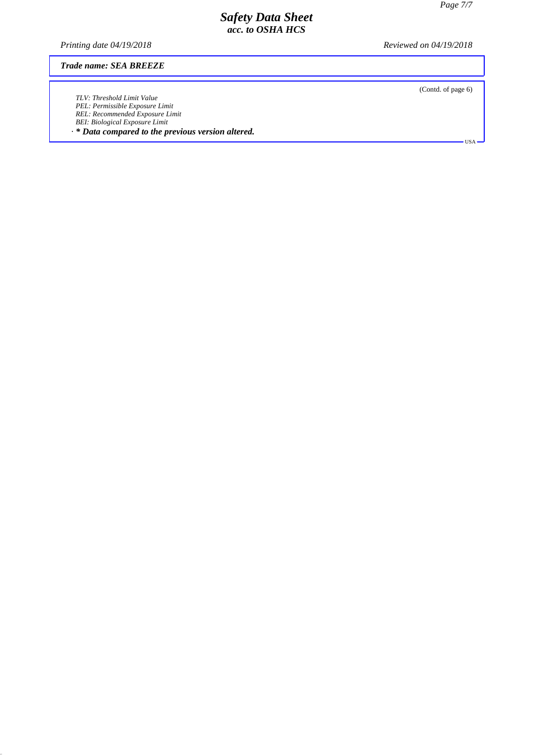# Safety Data Sheet
## acc. to OSHA HCS

*Printing date 04/19/2018* *Reviewed on 04/19/2018*

***Trade name: SEA BREEZE***

(Contd. of page 6)

*TLV: Threshold Limit Value*
*PEL: Permissible Exposure Limit*
*REL: Recommended Exposure Limit*
*BEI: Biological Exposure Limit*

· ***\* Data compared to the previous version altered.***

USA